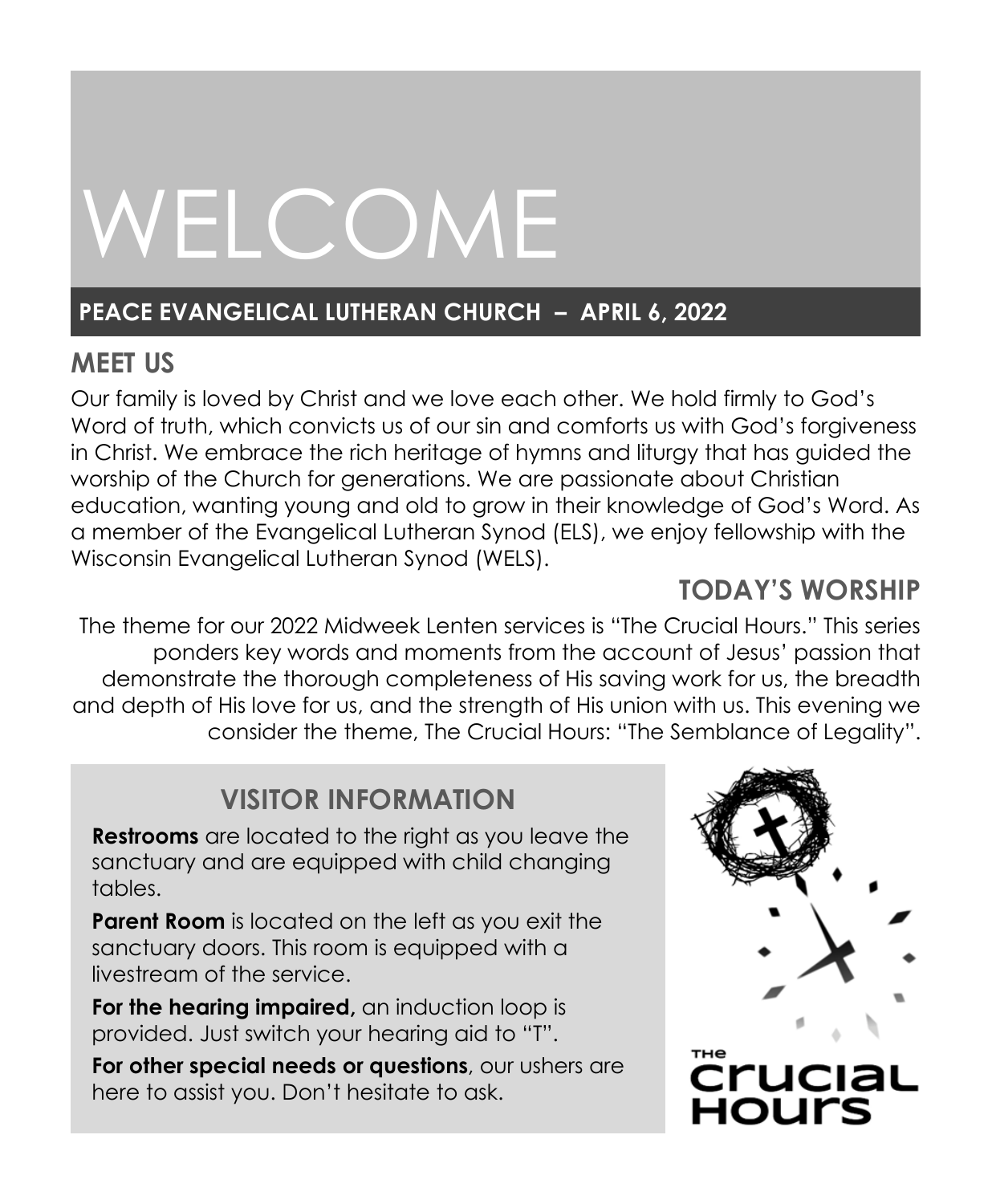# WELCOME

**PEACE EVANGELICAL LUTHERAN CHURCH – APRIL 6, 2022**

## MEET US

Our family is loved by Christ and we love each other. We hold firmly to God's Word of truth, which convicts us of our sin and comforts us with God's forgiveness in Christ. We embrace the rich heritage of hymns and liturgy that has guided the worship of the Church for generations. We are passionate about Christian education, wanting young and old to grow in their knowledge of God's Word. As a member of the Evangelical Lutheran Synod (ELS), we enjoy fellowship with the Wisconsin Evangelical Lutheran Synod (WELS).

## TODAY'S WORSHIP

The theme for our 2022 Midweek Lenten services is "The Crucial Hours." This series ponders key words and moments from the account of Jesus' passion that demonstrate the thorough completeness of His saving work for us, the breadth and depth of His love for us, and the strength of His union with us. This evening we consider the theme, The Crucial Hours: "The Semblance of Legality".

## VISITOR INFORMATION

**Restrooms** are located to the right as you leave the sanctuary and are equipped with child changing tables.

**Parent Room** is located on the left as you exit the sanctuary doors. This room is equipped with a livestream of the service.

**For the hearing impaired,** an induction loop is provided. Just switch your hearing aid to "T".

**For other special needs or questions**, our ushers are here to assist you. Don't hesitate to ask.

THE Crucial Hours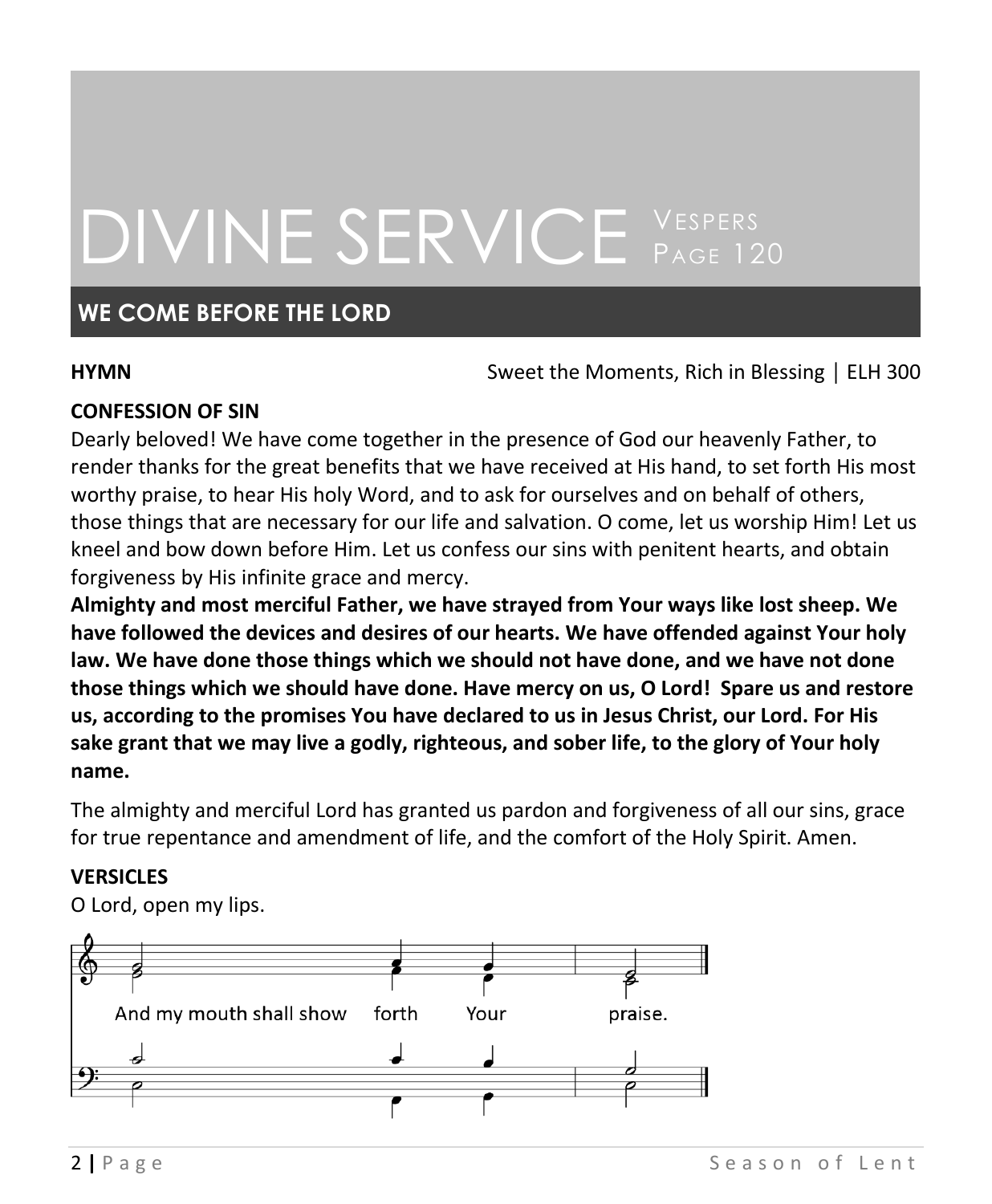# DIVINE SERVICE Vespers Page 120

## WE COME BEFORE THE LORD

**HYMN** Sweet the Moments, Rich in Blessing | ELH 300

**CONFESSION OF SIN**

Dearly beloved! We have come together in the presence of God our heavenly Father, to render thanks for the great benefits that we have received at His hand, to set forth His most worthy praise, to hear His holy Word, and to ask for ourselves and on behalf of others, those things that are necessary for our life and salvation. O come, let us worship Him! Let us kneel and bow down before Him. Let us confess our sins with penitent hearts, and obtain forgiveness by His infinite grace and mercy.

**Almighty and most merciful Father, we have strayed from Your ways like lost sheep. We have followed the devices and desires of our hearts. We have offended against Your holy law. We have done those things which we should not have done, and we have not done those things which we should have done. Have mercy on us, O Lord! Spare us and restore us, according to the promises You have declared to us in Jesus Christ, our Lord. For His sake grant that we may live a godly, righteous, and sober life, to the glory of Your holy name.**

The almighty and merciful Lord has granted us pardon and forgiveness of all our sins, grace for true repentance and amendment of life, and the comfort of the Holy Spirit. Amen.

**VERSICLES**

O Lord, open my lips.

And my mouth shall show forth Your praise.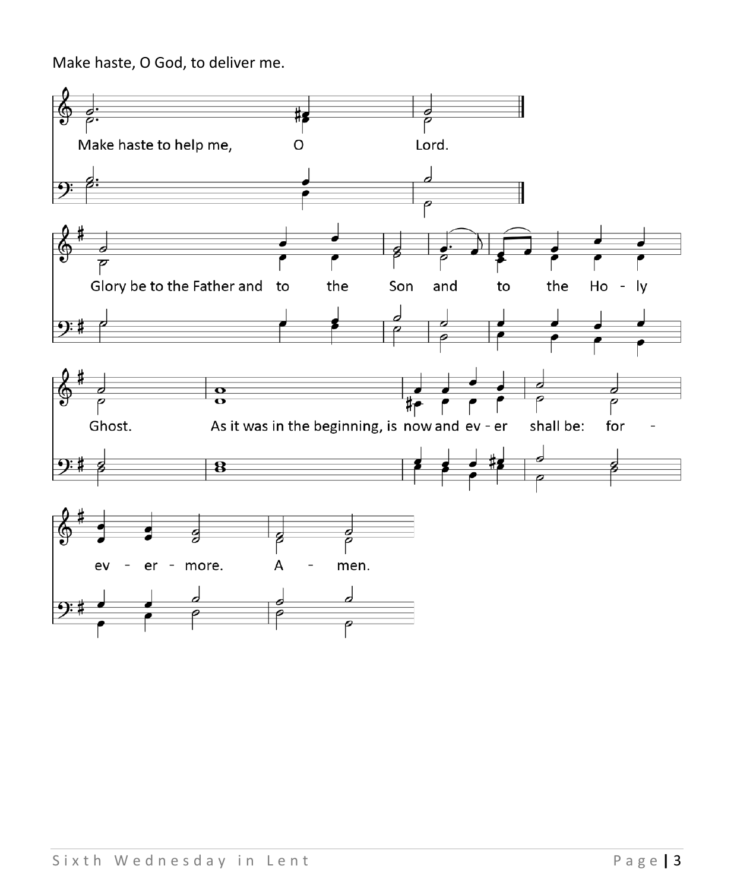Make haste, O God, to deliver me.

Make haste to help me, O Lord.

Glory be to the Father and to the Son and to the Holy Ghost. As it was in the beginning, is now and ever shall be: for - ev - er - more. A - men.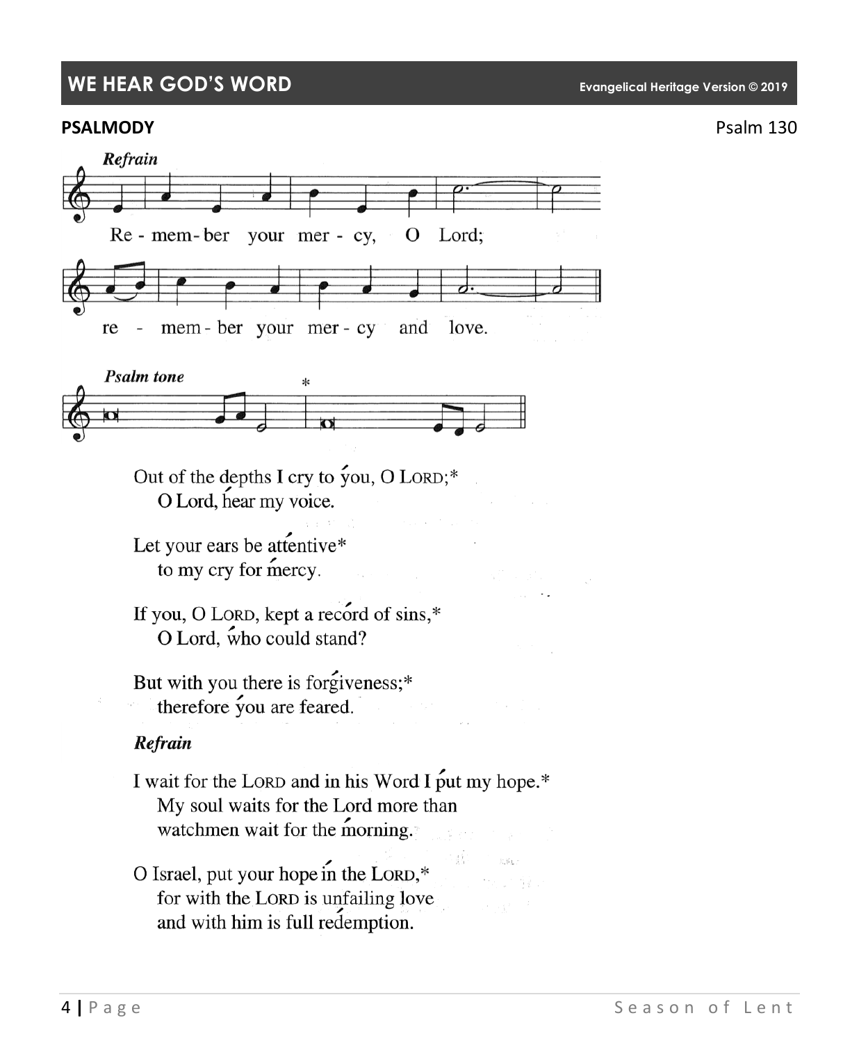## WE HEAR GOD'S WORD

Evangelical Heritage Version © 2019

**PSALMODY** Psalm 130

*Refrain*

Re - mem - ber your mer - cy, O Lord;
re - mem - ber your mer - cy and love.

*Psalm tone*

Out of the depths I cry to you, O LORD;*
O Lord, hear my voice.

Let your ears be attentive*
to my cry for mercy.

If you, O LORD, kept a record of sins,*
O Lord, who could stand?

But with you there is forgiveness;*
therefore you are feared.

***Refrain***

I wait for the LORD and in his Word I put my hope.*
My soul waits for the Lord more than
watchmen wait for the morning.

O Israel, put your hope in the LORD,*
for with the LORD is unfailing love
and with him is full redemption.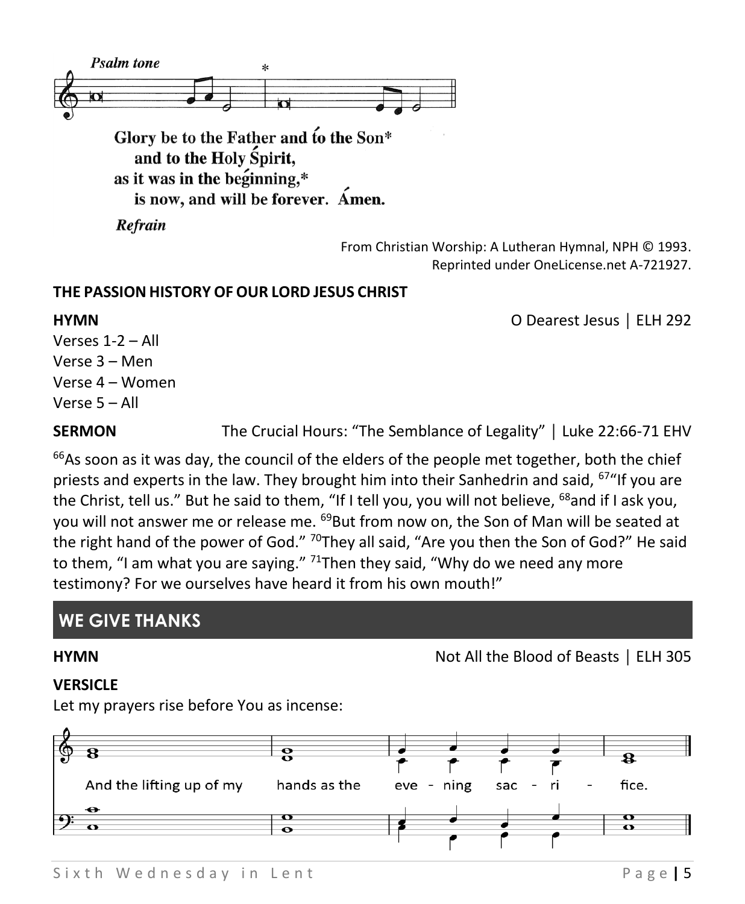*Psalm tone*

Glory be to the Father and to the Son*
  and to the Holy Spirit,
as it was in the beginning,*
  is now, and will be forever. Amen.

*Refrain*

From Christian Worship: A Lutheran Hymnal, NPH © 1993.
Reprinted under OneLicense.net A-721927.

**THE PASSION HISTORY OF OUR LORD JESUS CHRIST**

**HYMN** O Dearest Jesus | ELH 292

Verses 1-2 – All
Verse 3 – Men
Verse 4 – Women
Verse 5 – All

**SERMON** The Crucial Hours: "The Semblance of Legality" | Luke 22:66-71 EHV

[66]As soon as it was day, the council of the elders of the people met together, both the chief priests and experts in the law. They brought him into their Sanhedrin and said, [67]"If you are the Christ, tell us." But he said to them, "If I tell you, you will not believe, [68]and if I ask you, you will not answer me or release me. [69]But from now on, the Son of Man will be seated at the right hand of the power of God." [70]They all said, "Are you then the Son of God?" He said to them, "I am what you are saying." [71]Then they said, "Why do we need any more testimony? For we ourselves have heard it from his own mouth!"

## WE GIVE THANKS

**HYMN** Not All the Blood of Beasts | ELH 305

**VERSICLE**

Let my prayers rise before You as incense:

And the lifting up of my hands as the evening sacrifice.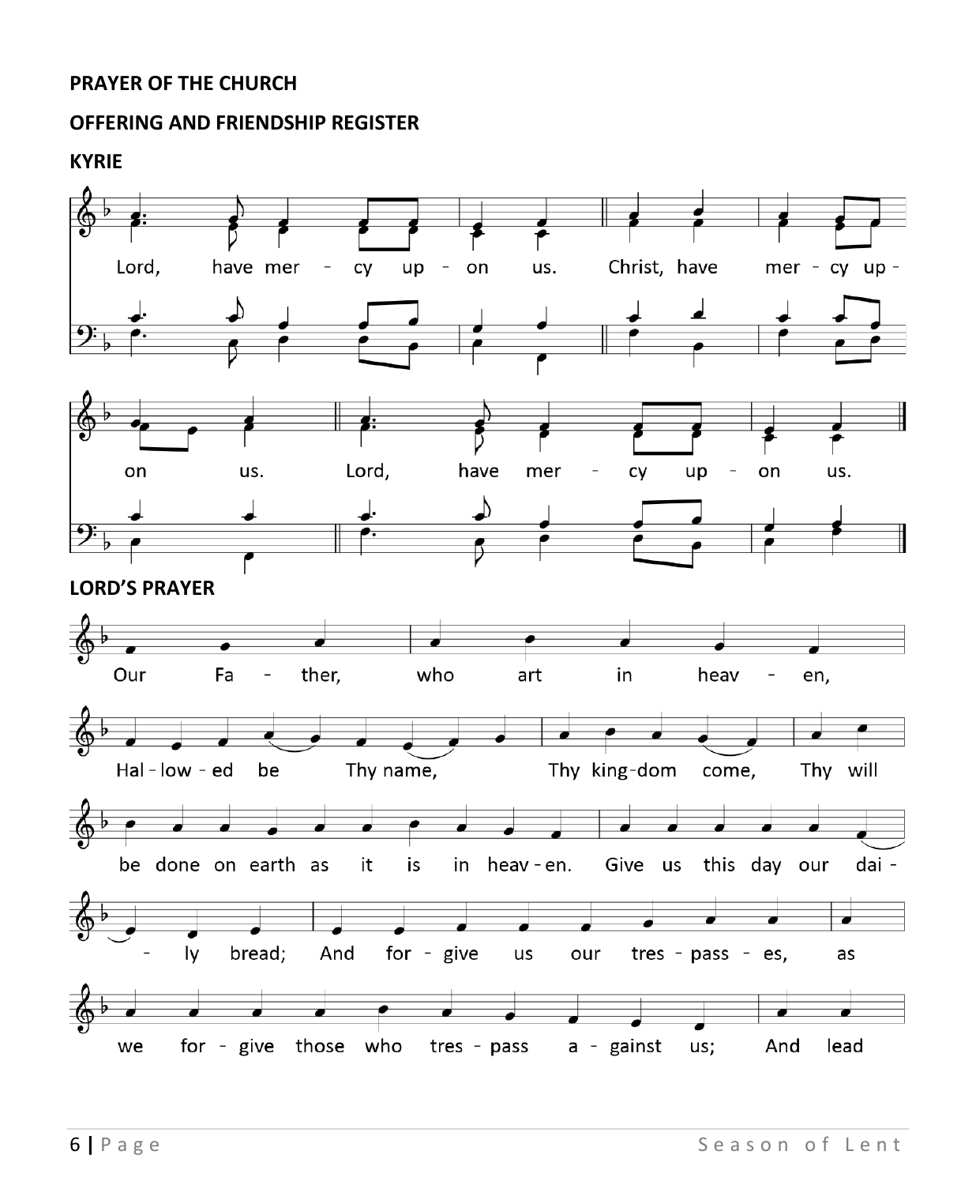**PRAYER OF THE CHURCH**

**OFFERING AND FRIENDSHIP REGISTER**

**KYRIE**

Lord, have mer - cy up - on us. Christ, have mer - cy up - on us. Lord, have mer - cy up - on us.

**LORD'S PRAYER**

Our Fa - ther, who art in heav - en,

Hal - low - ed be Thy name, Thy king-dom come, Thy will

be done on earth as it is in heav - en. Give us this day our dai -

- ly bread; And for - give us our tres - pass - es, as

we for - give those who tres - pass a - gainst us; And lead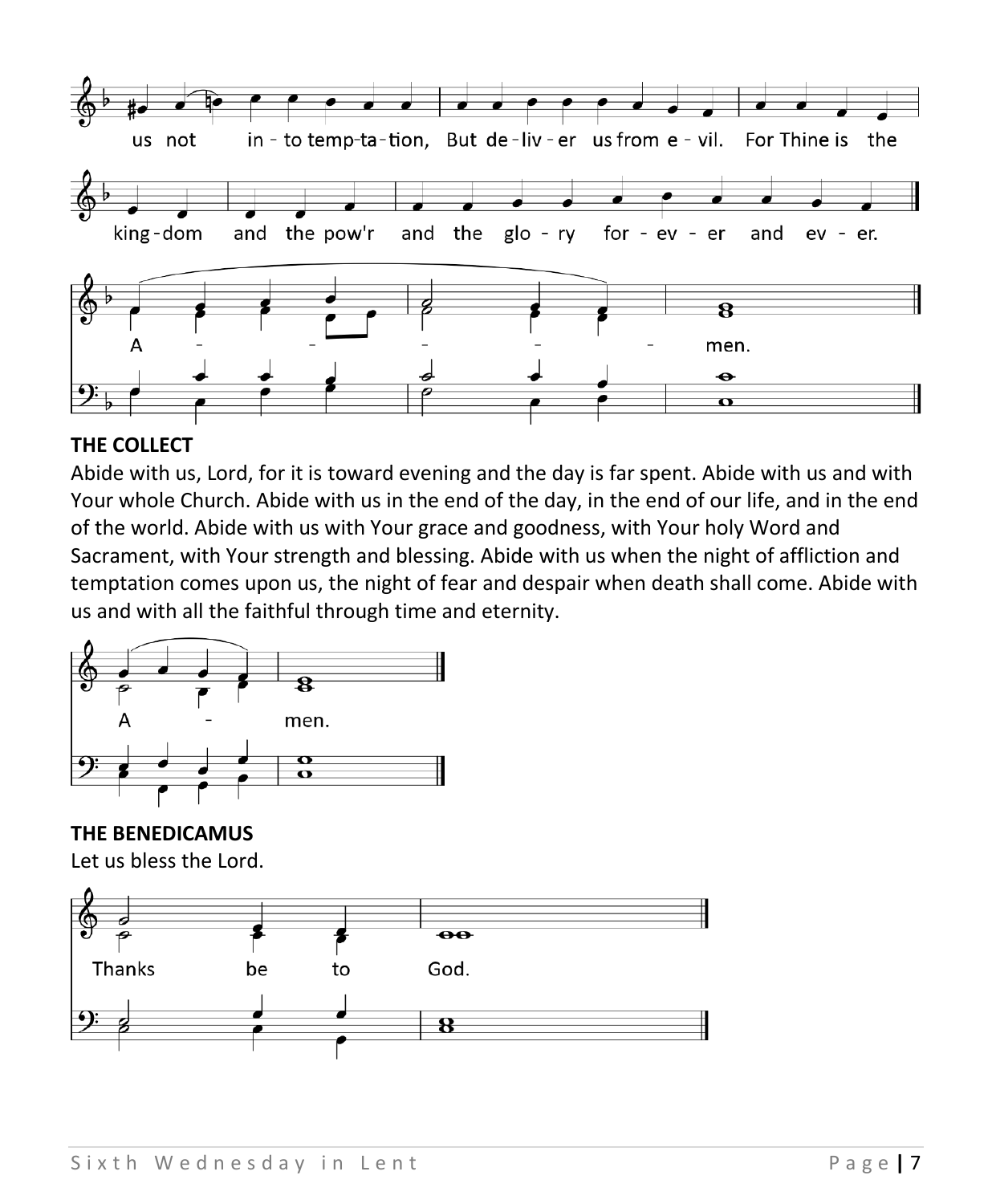us not into temp-ta-tion, But de-liv-er us from e-vil. For Thine is the kingdom and the pow'r and the glo-ry for-ev-er and ev-er.

A - - - - - men.

**THE COLLECT**

Abide with us, Lord, for it is toward evening and the day is far spent. Abide with us and with Your whole Church. Abide with us in the end of the day, in the end of our life, and in the end of the world. Abide with us with Your grace and goodness, with Your holy Word and Sacrament, with Your strength and blessing. Abide with us when the night of affliction and temptation comes upon us, the night of fear and despair when death shall come. Abide with us and with all the faithful through time and eternity.

A - men.

**THE BENEDICAMUS**

Let us bless the Lord.

Thanks be to God.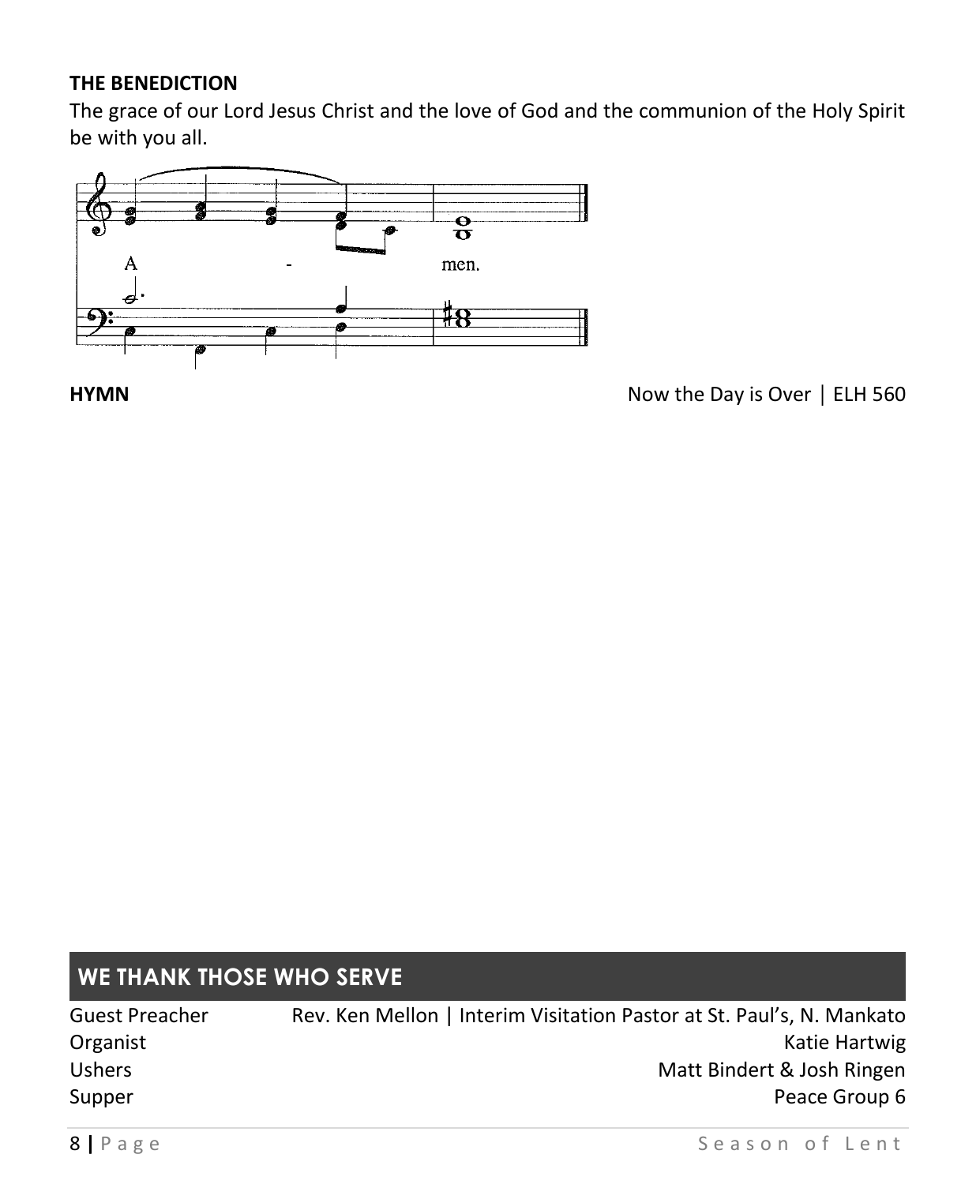**THE BENEDICTION**

The grace of our Lord Jesus Christ and the love of God and the communion of the Holy Spirit be with you all.

A - men.

**HYMN** Now the Day is Over | ELH 560

## WE THANK THOSE WHO SERVE

| | |
|---|---|
| Guest Preacher | Rev. Ken Mellon \| Interim Visitation Pastor at St. Paul's, N. Mankato |
| Organist | Katie Hartwig |
| Ushers | Matt Bindert & Josh Ringen |
| Supper | Peace Group 6 |